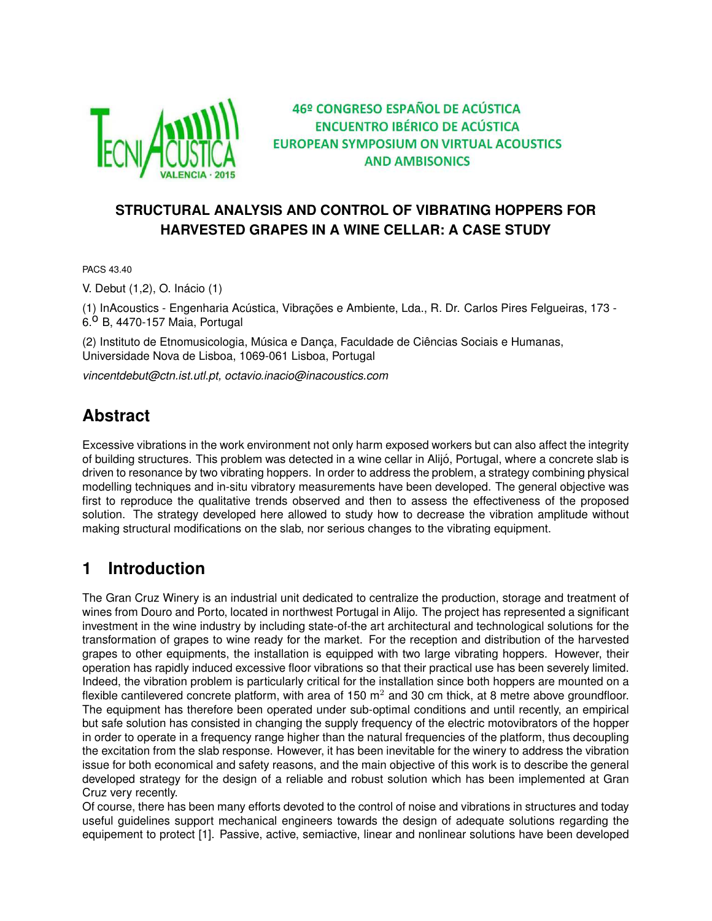46º CONGRESO ESPAÑOL DE ACÚSTICA
ENCUENTRO IBÉRICO DE ACÚSTICA
EUROPEAN SYMPOSIUM ON VIRTUAL ACOUSTICS AND AMBISONICS

# STRUCTURAL ANALYSIS AND CONTROL OF VIBRATING HOPPERS FOR HARVESTED GRAPES IN A WINE CELLAR: A CASE STUDY

PACS 43.40

V. Debut (1,2), O. Inácio (1)

(1) InAcoustics - Engenharia Acústica, Vibrações e Ambiente, Lda., R. Dr. Carlos Pires Felgueiras, 173 - 6.º B, 4470-157 Maia, Portugal

(2) Instituto de Etnomusicologia, Música e Dança, Faculdade de Ciências Sociais e Humanas, Universidade Nova de Lisboa, 1069-061 Lisboa, Portugal

*vincentdebut@ctn.ist.utl.pt, octavio.inacio@inacoustics.com*

## Abstract

Excessive vibrations in the work environment not only harm exposed workers but can also affect the integrity of building structures. This problem was detected in a wine cellar in Alijó, Portugal, where a concrete slab is driven to resonance by two vibrating hoppers. In order to address the problem, a strategy combining physical modelling techniques and in-situ vibratory measurements have been developed. The general objective was first to reproduce the qualitative trends observed and then to assess the effectiveness of the proposed solution. The strategy developed here allowed to study how to decrease the vibration amplitude without making structural modifications on the slab, nor serious changes to the vibrating equipment.

## 1 Introduction

The Gran Cruz Winery is an industrial unit dedicated to centralize the production, storage and treatment of wines from Douro and Porto, located in northwest Portugal in Alijo. The project has represented a significant investment in the wine industry by including state-of-the art architectural and technological solutions for the transformation of grapes to wine ready for the market. For the reception and distribution of the harvested grapes to other equipments, the installation is equipped with two large vibrating hoppers. However, their operation has rapidly induced excessive floor vibrations so that their practical use has been severely limited. Indeed, the vibration problem is particularly critical for the installation since both hoppers are mounted on a flexible cantilevered concrete platform, with area of 150 m$^2$ and 30 cm thick, at 8 metre above groundfloor. The equipment has therefore been operated under sub-optimal conditions and until recently, an empirical but safe solution has consisted in changing the supply frequency of the electric motovibrators of the hopper in order to operate in a frequency range higher than the natural frequencies of the platform, thus decoupling the excitation from the slab response. However, it has been inevitable for the winery to address the vibration issue for both economical and safety reasons, and the main objective of this work is to describe the general developed strategy for the design of a reliable and robust solution which has been implemented at Gran Cruz very recently.
Of course, there has been many efforts devoted to the control of noise and vibrations in structures and today useful guidelines support mechanical engineers towards the design of adequate solutions regarding the equipement to protect [1]. Passive, active, semiactive, linear and nonlinear solutions have been developed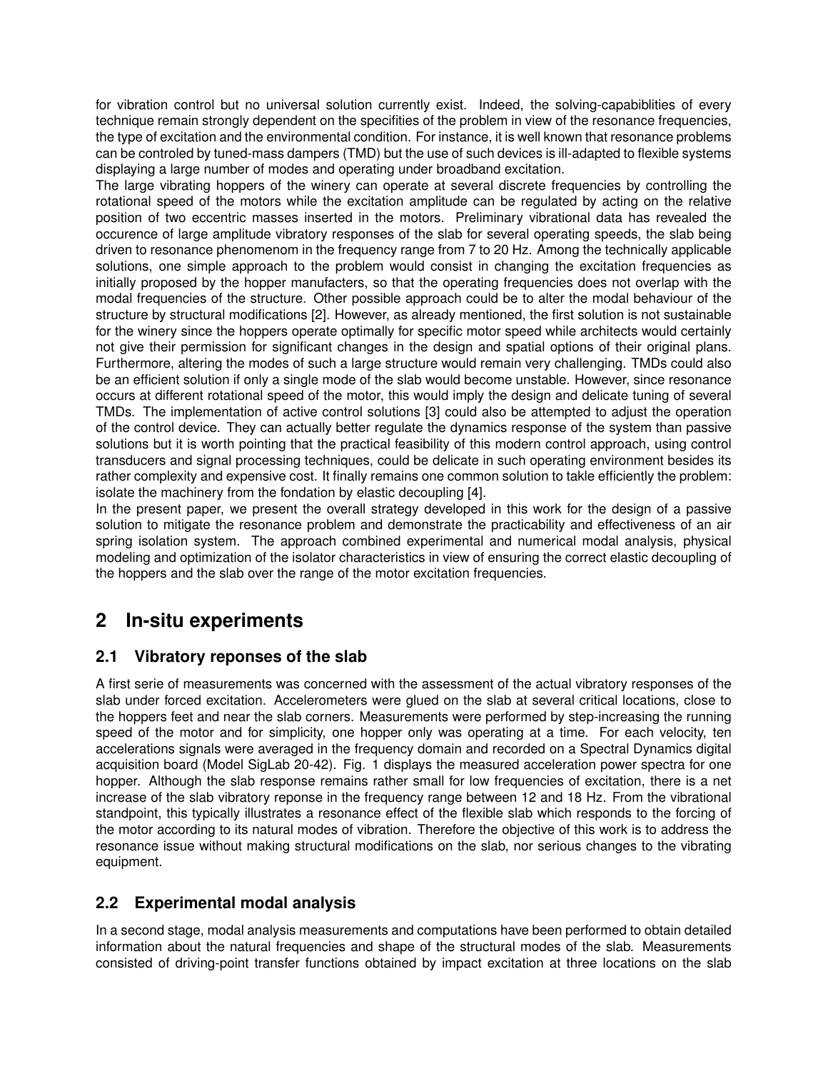for vibration control but no universal solution currently exist. Indeed, the solving-capabiblities of every technique remain strongly dependent on the specifities of the problem in view of the resonance frequencies, the type of excitation and the environmental condition. For instance, it is well known that resonance problems can be controled by tuned-mass dampers (TMD) but the use of such devices is ill-adapted to flexible systems displaying a large number of modes and operating under broadband excitation.

The large vibrating hoppers of the winery can operate at several discrete frequencies by controlling the rotational speed of the motors while the excitation amplitude can be regulated by acting on the relative position of two eccentric masses inserted in the motors. Preliminary vibrational data has revealed the occurence of large amplitude vibratory responses of the slab for several operating speeds, the slab being driven to resonance phenomenom in the frequency range from 7 to 20 Hz. Among the technically applicable solutions, one simple approach to the problem would consist in changing the excitation frequencies as initially proposed by the hopper manufacters, so that the operating frequencies does not overlap with the modal frequencies of the structure. Other possible approach could be to alter the modal behaviour of the structure by structural modifications [2]. However, as already mentioned, the first solution is not sustainable for the winery since the hoppers operate optimally for specific motor speed while architects would certainly not give their permission for significant changes in the design and spatial options of their original plans. Furthermore, altering the modes of such a large structure would remain very challenging. TMDs could also be an efficient solution if only a single mode of the slab would become unstable. However, since resonance occurs at different rotational speed of the motor, this would imply the design and delicate tuning of several TMDs. The implementation of active control solutions [3] could also be attempted to adjust the operation of the control device. They can actually better regulate the dynamics response of the system than passive solutions but it is worth pointing that the practical feasibility of this modern control approach, using control transducers and signal processing techniques, could be delicate in such operating environment besides its rather complexity and expensive cost. It finally remains one common solution to takle efficiently the problem: isolate the machinery from the fondation by elastic decoupling [4].

In the present paper, we present the overall strategy developed in this work for the design of a passive solution to mitigate the resonance problem and demonstrate the practicability and effectiveness of an air spring isolation system. The approach combined experimental and numerical modal analysis, physical modeling and optimization of the isolator characteristics in view of ensuring the correct elastic decoupling of the hoppers and the slab over the range of the motor excitation frequencies.

# 2 In-situ experiments

## 2.1 Vibratory reponses of the slab

A first serie of measurements was concerned with the assessment of the actual vibratory responses of the slab under forced excitation. Accelerometers were glued on the slab at several critical locations, close to the hoppers feet and near the slab corners. Measurements were performed by step-increasing the running speed of the motor and for simplicity, one hopper only was operating at a time. For each velocity, ten accelerations signals were averaged in the frequency domain and recorded on a Spectral Dynamics digital acquisition board (Model SigLab 20-42). Fig. 1 displays the measured acceleration power spectra for one hopper. Although the slab response remains rather small for low frequencies of excitation, there is a net increase of the slab vibratory reponse in the frequency range between 12 and 18 Hz. From the vibrational standpoint, this typically illustrates a resonance effect of the flexible slab which responds to the forcing of the motor according to its natural modes of vibration. Therefore the objective of this work is to address the resonance issue without making structural modifications on the slab, nor serious changes to the vibrating equipment.

## 2.2 Experimental modal analysis

In a second stage, modal analysis measurements and computations have been performed to obtain detailed information about the natural frequencies and shape of the structural modes of the slab. Measurements consisted of driving-point transfer functions obtained by impact excitation at three locations on the slab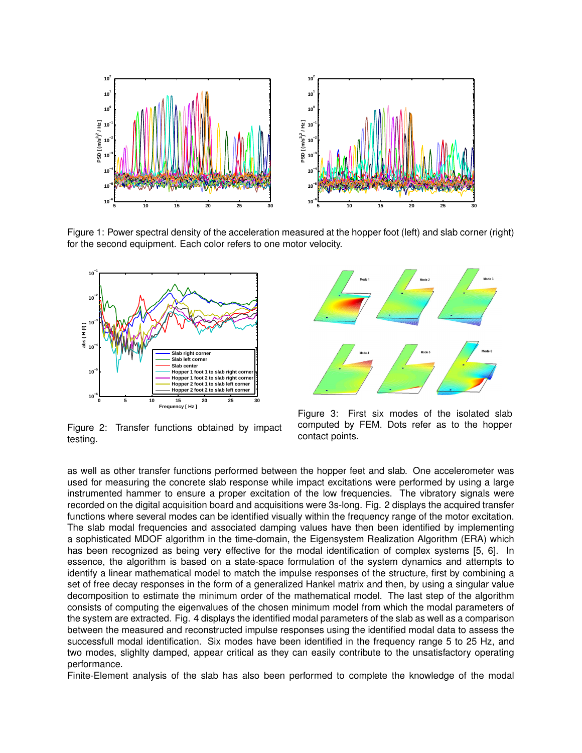Figure 1: Power spectral density of the acceleration measured at the hopper foot (left) and slab corner (right) for the second equipment. Each color refers to one motor velocity.

Figure 2: Transfer functions obtained by impact testing.

Figure 3: First six modes of the isolated slab computed by FEM. Dots refer as to the hopper contact points.

as well as other transfer functions performed between the hopper feet and slab. One accelerometer was used for measuring the concrete slab response while impact excitations were performed by using a large instrumented hammer to ensure a proper excitation of the low frequencies. The vibratory signals were recorded on the digital acquisition board and acquisitions were 3s-long. Fig. 2 displays the acquired transfer functions where several modes can be identified visually within the frequency range of the motor excitation. The slab modal frequencies and associated damping values have then been identified by implementing a sophisticated MDOF algorithm in the time-domain, the Eigensystem Realization Algorithm (ERA) which has been recognized as being very effective for the modal identification of complex systems [5, 6]. In essence, the algorithm is based on a state-space formulation of the system dynamics and attempts to identify a linear mathematical model to match the impulse responses of the structure, first by combining a set of free decay responses in the form of a generalized Hankel matrix and then, by using a singular value decomposition to estimate the minimum order of the mathematical model. The last step of the algorithm consists of computing the eigenvalues of the chosen minimum model from which the modal parameters of the system are extracted. Fig. 4 displays the identified modal parameters of the slab as well as a comparison between the measured and reconstructed impulse responses using the identified modal data to assess the successfull modal identification. Six modes have been identified in the frequency range 5 to 25 Hz, and two modes, slighlty damped, appear critical as they can easily contribute to the unsatisfactory operating performance.

Finite-Element analysis of the slab has also been performed to complete the knowledge of the modal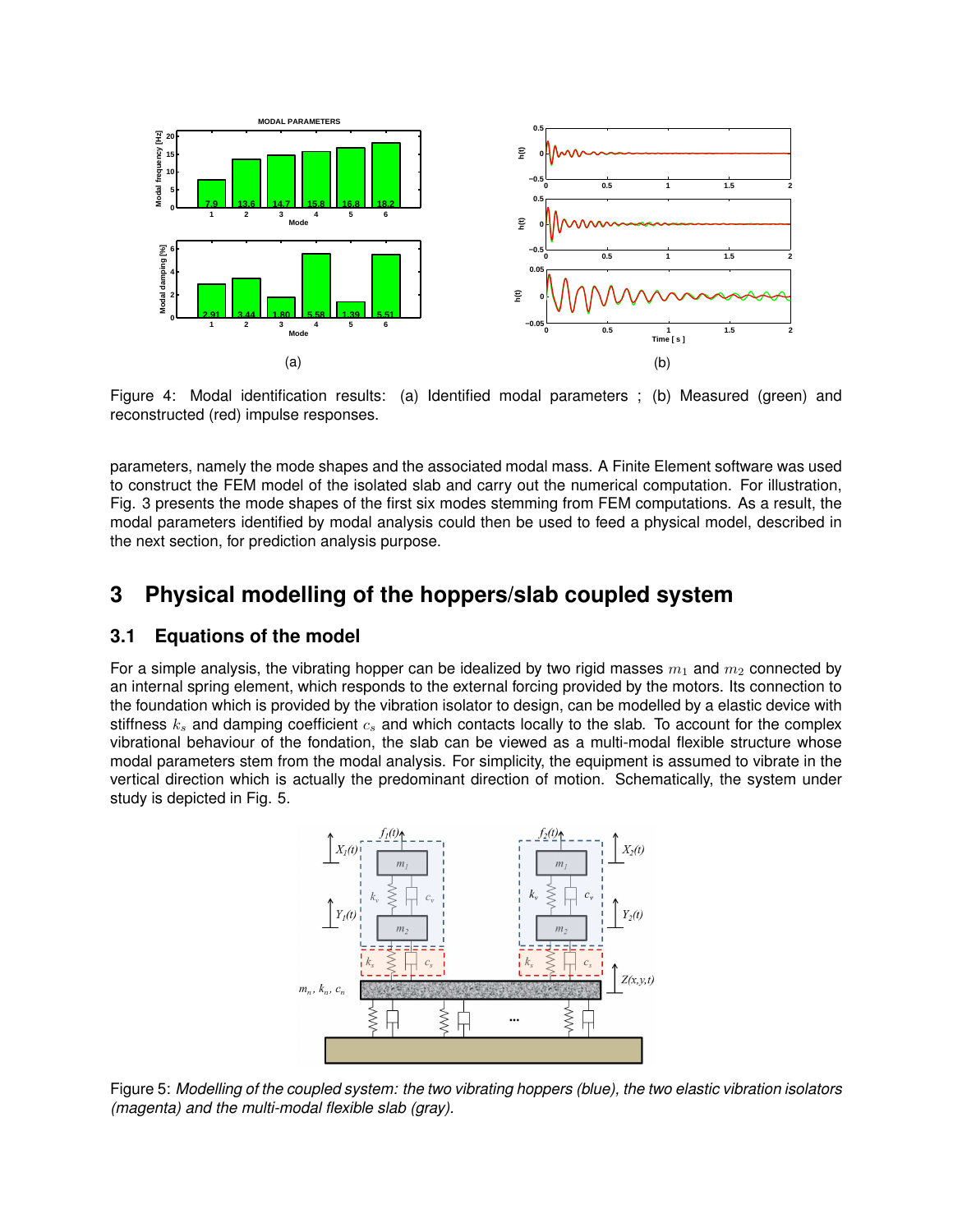Figure 4: Modal identification results: (a) Identified modal parameters ; (b) Measured (green) and reconstructed (red) impulse responses.

parameters, namely the mode shapes and the associated modal mass. A Finite Element software was used to construct the FEM model of the isolated slab and carry out the numerical computation. For illustration, Fig. 3 presents the mode shapes of the first six modes stemming from FEM computations. As a result, the modal parameters identified by modal analysis could then be used to feed a physical model, described in the next section, for prediction analysis purpose.

## 3 Physical modelling of the hoppers/slab coupled system

### 3.1 Equations of the model

For a simple analysis, the vibrating hopper can be idealized by two rigid masses $m_1$ and $m_2$ connected by an internal spring element, which responds to the external forcing provided by the motors. Its connection to the foundation which is provided by the vibration isolator to design, can be modelled by a elastic device with stiffness $k_s$ and damping coefficient $c_s$ and which contacts locally to the slab. To account for the complex vibrational behaviour of the fondation, the slab can be viewed as a multi-modal flexible structure whose modal parameters stem from the modal analysis. For simplicity, the equipment is assumed to vibrate in the vertical direction which is actually the predominant direction of motion. Schematically, the system under study is depicted in Fig. 5.

Figure 5: *Modelling of the coupled system: the two vibrating hoppers (blue), the two elastic vibration isolators (magenta) and the multi-modal flexible slab (gray).*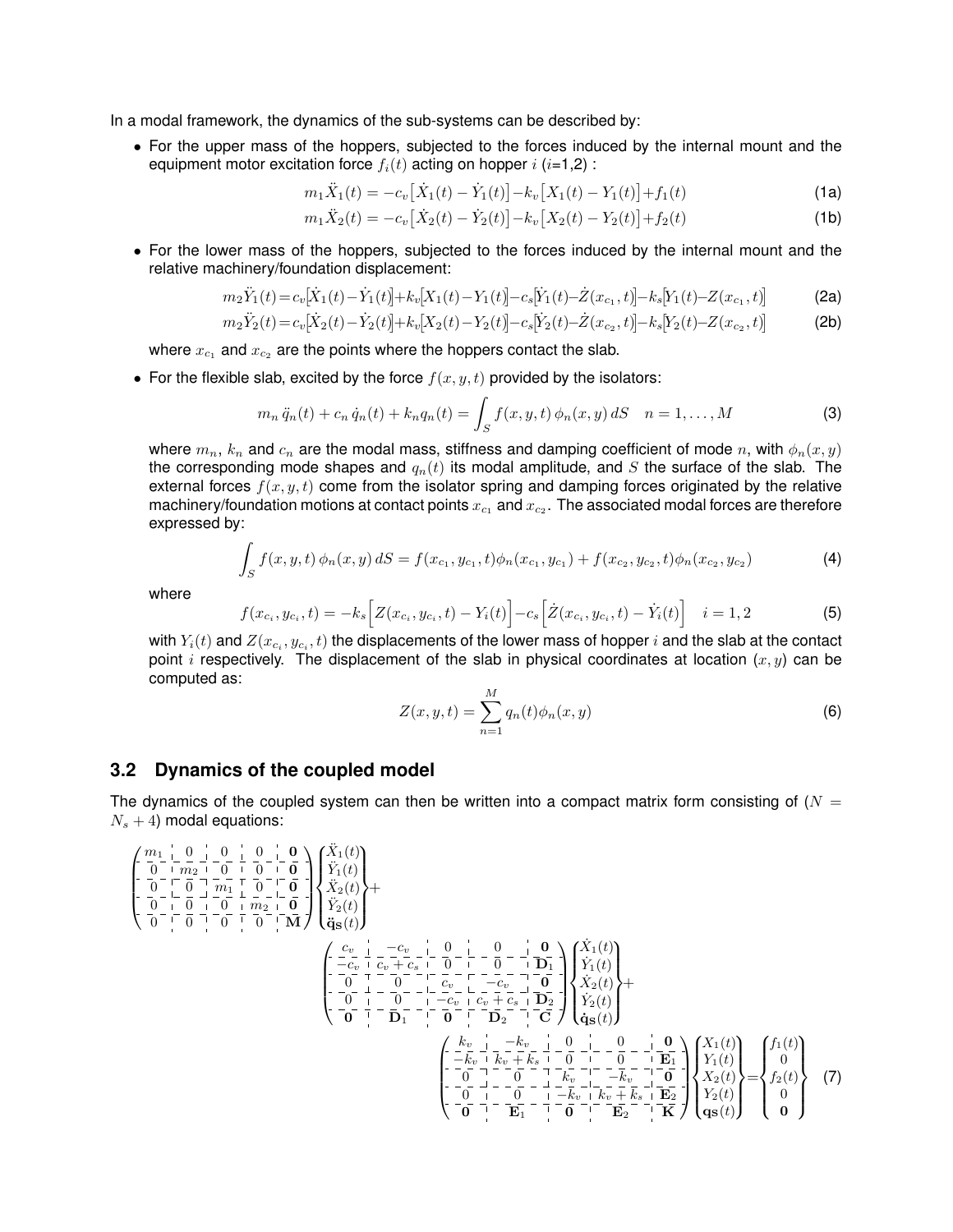In a modal framework, the dynamics of the sub-systems can be described by:

- For the upper mass of the hoppers, subjected to the forces induced by the internal mount and the equipment motor excitation force $f_i(t)$ acting on hopper $i$ ($i$=1,2) :

$$m_1\ddot{X}_1(t) = -c_v\big[\dot{X}_1(t) - \dot{Y}_1(t)\big] - k_v\big[X_1(t) - Y_1(t)\big] + f_1(t) \tag{1a}$$

$$m_1\ddot{X}_2(t) = -c_v\big[\dot{X}_2(t) - \dot{Y}_2(t)\big] - k_v\big[X_2(t) - Y_2(t)\big] + f_2(t) \tag{1b}$$

- For the lower mass of the hoppers, subjected to the forces induced by the internal mount and the relative machinery/foundation displacement:

$$m_2\ddot{Y}_1(t) = c_v\big[\dot{X}_1(t) - \dot{Y}_1(t)\big] + k_v\big[X_1(t) - Y_1(t)\big] - c_s\big[\dot{Y}_1(t) - \dot{Z}(x_{c_1}, t)\big] - k_s\big[Y_1(t) - Z(x_{c_1}, t)\big] \tag{2a}$$

$$m_2\ddot{Y}_2(t) = c_v\big[\dot{X}_2(t) - \dot{Y}_2(t)\big] + k_v\big[X_2(t) - Y_2(t)\big] - c_s\big[\dot{Y}_2(t) - \dot{Z}(x_{c_2}, t)\big] - k_s\big[Y_2(t) - Z(x_{c_2}, t)\big] \tag{2b}$$

  where $x_{c_1}$ and $x_{c_2}$ are the points where the hoppers contact the slab.

- For the flexible slab, excited by the force $f(x, y, t)$ provided by the isolators:

$$m_n\,\ddot{q}_n(t) + c_n\,\dot{q}_n(t) + k_n q_n(t) = \int_S f(x, y, t)\,\phi_n(x, y)\,dS \quad n = 1, \ldots, M \tag{3}$$

  where $m_n$, $k_n$ and $c_n$ are the modal mass, stiffness and damping coefficient of mode $n$, with $\phi_n(x, y)$ the corresponding mode shapes and $q_n(t)$ its modal amplitude, and $S$ the surface of the slab. The external forces $f(x, y, t)$ come from the isolator spring and damping forces originated by the relative machinery/foundation motions at contact points $x_{c_1}$ and $x_{c_2}$. The associated modal forces are therefore expressed by:

$$\int_S f(x, y, t)\,\phi_n(x, y)\,dS = f(x_{c_1}, y_{c_1}, t)\phi_n(x_{c_1}, y_{c_1}) + f(x_{c_2}, y_{c_2}, t)\phi_n(x_{c_2}, y_{c_2}) \tag{4}$$

  where

$$f(x_{c_i}, y_{c_i}, t) = -k_s\Big[Z(x_{c_i}, y_{c_i}, t) - Y_i(t)\Big] - c_s\Big[\dot{Z}(x_{c_i}, y_{c_i}, t) - \dot{Y}_i(t)\Big] \quad i = 1, 2 \tag{5}$$

  with $Y_i(t)$ and $Z(x_{c_i}, y_{c_i}, t)$ the displacements of the lower mass of hopper $i$ and the slab at the contact point $i$ respectively. The displacement of the slab in physical coordinates at location $(x, y)$ can be computed as:

$$Z(x, y, t) = \sum_{n=1}^{M} q_n(t)\phi_n(x, y) \tag{6}$$

## 3.2 Dynamics of the coupled model

The dynamics of the coupled system can then be written into a compact matrix form consisting of ($N = N_s + 4$) modal equations:

$$\begin{pmatrix} m_1 & 0 & 0 & 0 & \mathbf{0} \\ 0 & m_2 & 0 & 0 & \mathbf{0} \\ 0 & 0 & m_1 & 0 & \mathbf{0} \\ 0 & 0 & 0 & m_2 & \mathbf{0} \\ 0 & 0 & 0 & 0 & \mathbf{M} \end{pmatrix} \begin{Bmatrix} \ddot{X}_1(t) \\ \ddot{Y}_1(t) \\ \ddot{X}_2(t) \\ \ddot{Y}_2(t) \\ \ddot{\mathbf{q}}_\mathbf{S}(t) \end{Bmatrix} + \begin{pmatrix} c_v & -c_v & 0 & 0 & \mathbf{0} \\ -c_v & c_v + c_s & 0 & 0 & \mathbf{D}_1 \\ 0 & 0 & c_v & -c_v & \mathbf{0} \\ 0 & 0 & -c_v & c_v + c_s & \mathbf{D}_2 \\ \mathbf{0} & \mathbf{D}_1 & \mathbf{0} & \mathbf{D}_2 & \mathbf{C} \end{pmatrix} \begin{Bmatrix} \dot{X}_1(t) \\ \dot{Y}_1(t) \\ \dot{X}_2(t) \\ \dot{Y}_2(t) \\ \dot{\mathbf{q}}_\mathbf{S}(t) \end{Bmatrix} + \begin{pmatrix} k_v & -k_v & 0 & 0 & \mathbf{0} \\ -k_v & k_v + k_s & 0 & 0 & \mathbf{E}_1 \\ 0 & 0 & k_v & -k_v & \mathbf{0} \\ 0 & 0 & -k_v & k_v + k_s & \mathbf{E}_2 \\ \mathbf{0} & \mathbf{E}_1 & \mathbf{0} & \mathbf{E}_2 & \mathbf{K} \end{pmatrix} \begin{Bmatrix} X_1(t) \\ Y_1(t) \\ X_2(t) \\ Y_2(t) \\ \mathbf{q}_\mathbf{S}(t) \end{Bmatrix} = \begin{Bmatrix} f_1(t) \\ 0 \\ f_2(t) \\ 0 \\ \mathbf{0} \end{Bmatrix} \tag{7}$$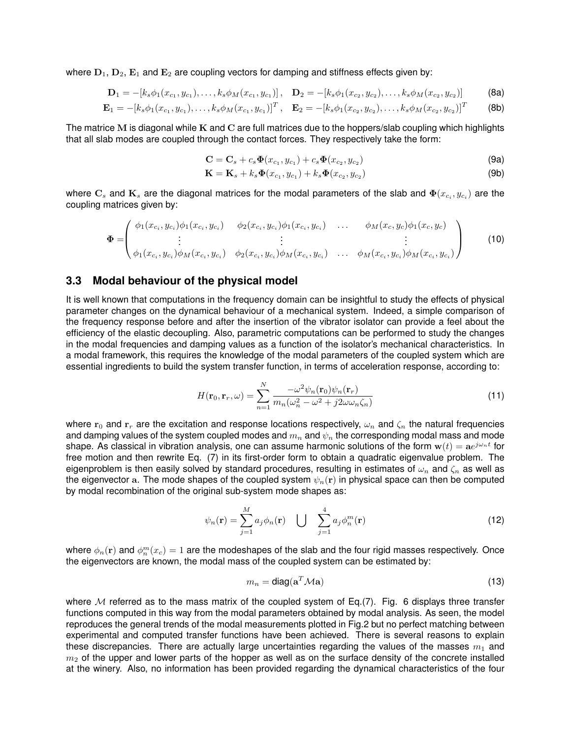where $\mathbf{D}_1$, $\mathbf{D}_2$, $\mathbf{E}_1$ and $\mathbf{E}_2$ are coupling vectors for damping and stiffness effects given by:

$$\mathbf{D}_1 = -[k_s\phi_1(x_{c_1}, y_{c_1}), \ldots, k_s\phi_M(x_{c_1}, y_{c_1})], \quad \mathbf{D}_2 = -[k_s\phi_1(x_{c_2}, y_{c_2}), \ldots, k_s\phi_M(x_{c_2}, y_{c_2})] \tag{8a}$$

$$\mathbf{E}_1 = -[k_s\phi_1(x_{c_1}, y_{c_1}), \ldots, k_s\phi_M(x_{c_1}, y_{c_1})]^T, \quad \mathbf{E}_2 = -[k_s\phi_1(x_{c_2}, y_{c_2}), \ldots, k_s\phi_M(x_{c_2}, y_{c_2})]^T \tag{8b}$$

The matrice $\mathbf{M}$ is diagonal while $\mathbf{K}$ and $\mathbf{C}$ are full matrices due to the hoppers/slab coupling which highlights that all slab modes are coupled through the contact forces. They respectively take the form:

$$\mathbf{C} = \mathbf{C}_s + c_s\mathbf{\Phi}(x_{c_1}, y_{c_1}) + c_s\mathbf{\Phi}(x_{c_2}, y_{c_2}) \tag{9a}$$

$$\mathbf{K} = \mathbf{K}_s + k_s\mathbf{\Phi}(x_{c_1}, y_{c_1}) + k_s\mathbf{\Phi}(x_{c_2}, y_{c_2}) \tag{9b}$$

where $\mathbf{C}_s$ and $\mathbf{K}_s$ are the diagonal matrices for the modal parameters of the slab and $\mathbf{\Phi}(x_{c_i}, y_{c_i})$ are the coupling matrices given by:

$$\mathbf{\Phi} = \begin{pmatrix} \phi_1(x_{c_i}, y_{c_i})\phi_1(x_{c_i}, y_{c_i}) & \phi_2(x_{c_i}, y_{c_i})\phi_1(x_{c_i}, y_{c_i}) & \ldots & \phi_M(x_c, y_c)\phi_1(x_c, y_c) \\ \vdots & \vdots & & \vdots \\ \phi_1(x_{c_i}, y_{c_i})\phi_M(x_{c_i}, y_{c_i}) & \phi_2(x_{c_i}, y_{c_i})\phi_M(x_{c_i}, y_{c_i}) & \ldots & \phi_M(x_{c_i}, y_{c_i})\phi_M(x_{c_i}, y_{c_i}) \end{pmatrix} \tag{10}$$

### 3.3 Modal behaviour of the physical model

It is well known that computations in the frequency domain can be insightful to study the effects of physical parameter changes on the dynamical behaviour of a mechanical system. Indeed, a simple comparison of the frequency response before and after the insertion of the vibrator isolator can provide a feel about the efficiency of the elastic decoupling. Also, parametric computations can be performed to study the changes in the modal frequencies and damping values as a function of the isolator's mechanical characteristics. In a modal framework, this requires the knowledge of the modal parameters of the coupled system which are essential ingredients to build the system transfer function, in terms of acceleration response, according to:

$$H(\mathbf{r}_0, \mathbf{r}_r, \omega) = \sum_{n=1}^{N} \frac{-\omega^2\psi_n(\mathbf{r}_0)\psi_n(\mathbf{r}_r)}{m_n(\omega_n^2 - \omega^2 + j2\omega\omega_n\zeta_n)} \tag{11}$$

where $\mathbf{r}_0$ and $\mathbf{r}_r$ are the excitation and response locations respectively, $\omega_n$ and $\zeta_n$ the natural frequencies and damping values of the system coupled modes and $m_n$ and $\psi_n$ the corresponding modal mass and mode shape. As classical in vibration analysis, one can assume harmonic solutions of the form $\mathbf{w}(t) = \mathbf{a}e^{j\omega_n t}$ for free motion and then rewrite Eq. (7) in its first-order form to obtain a quadratic eigenvalue problem. The eigenproblem is then easily solved by standard procedures, resulting in estimates of $\omega_n$ and $\zeta_n$ as well as the eigenvector $\mathbf{a}$. The mode shapes of the coupled system $\psi_n(\mathbf{r})$ in physical space can then be computed by modal recombination of the original sub-system mode shapes as:

$$\psi_n(\mathbf{r}) = \sum_{j=1}^{M} a_j\phi_n(\mathbf{r}) \quad \bigcup \quad \sum_{j=1}^{4} a_j\phi_n^m(\mathbf{r}) \tag{12}$$

where $\phi_n(\mathbf{r})$ and $\phi_n^m(x_c) = 1$ are the modeshapes of the slab and the four rigid masses respectively. Once the eigenvectors are known, the modal mass of the coupled system can be estimated by:

$$m_n = \text{diag}(\mathbf{a}^T\mathcal{M}\mathbf{a}) \tag{13}$$

where $\mathcal{M}$ referred as to the mass matrix of the coupled system of Eq.(7). Fig. 6 displays three transfer functions computed in this way from the modal parameters obtained by modal analysis. As seen, the model reproduces the general trends of the modal measurements plotted in Fig.2 but no perfect matching between experimental and computed transfer functions have been achieved. There is several reasons to explain these discrepancies. There are actually large uncertainties regarding the values of the masses $m_1$ and $m_2$ of the upper and lower parts of the hopper as well as on the surface density of the concrete installed at the winery. Also, no information has been provided regarding the dynamical characteristics of the four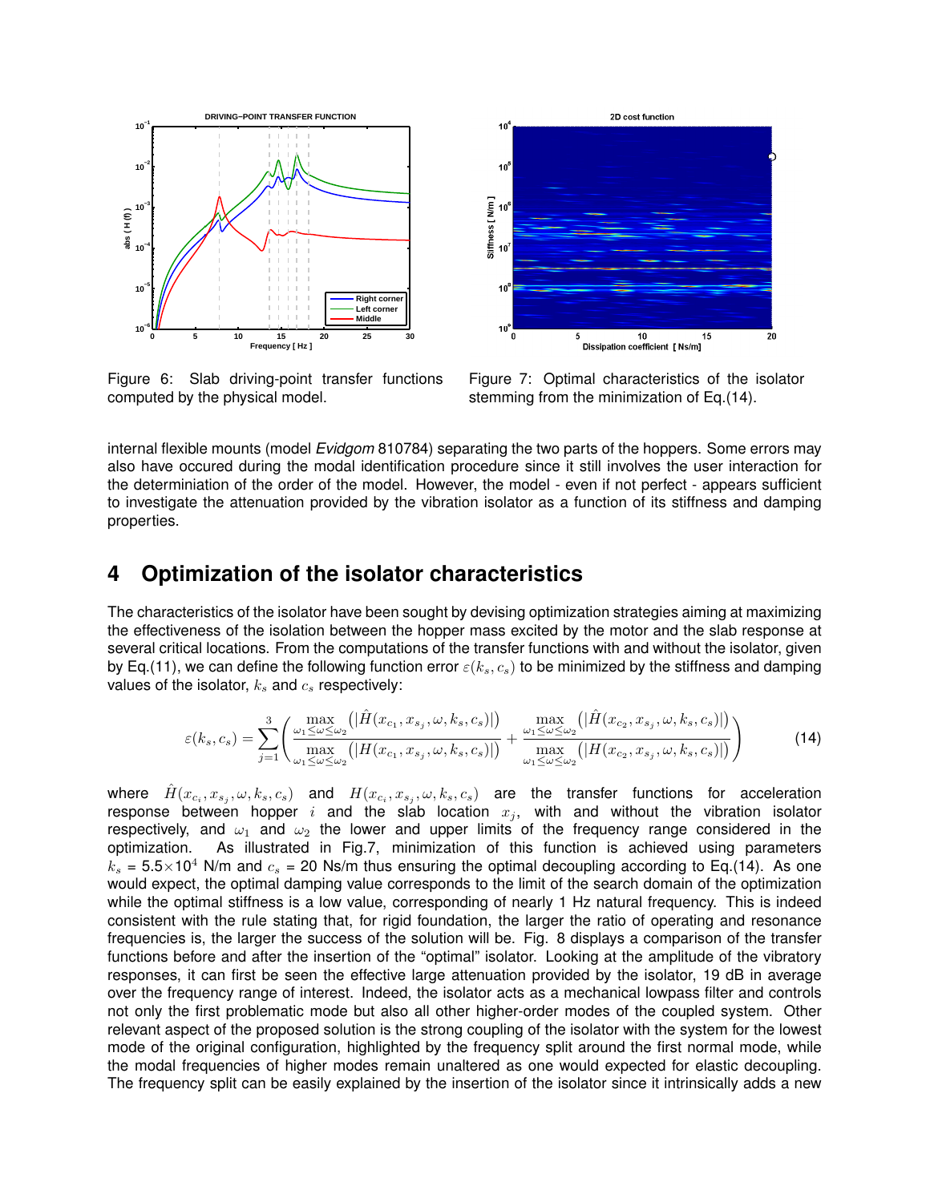Figure 6: Slab driving-point transfer functions computed by the physical model.

Figure 7: Optimal characteristics of the isolator stemming from the minimization of Eq.(14).

internal flexible mounts (model *Evidgom* 810784) separating the two parts of the hoppers. Some errors may also have occured during the modal identification procedure since it still involves the user interaction for the determiniation of the order of the model. However, the model - even if not perfect - appears sufficient to investigate the attenuation provided by the vibration isolator as a function of its stiffness and damping properties.

## 4 Optimization of the isolator characteristics

The characteristics of the isolator have been sought by devising optimization strategies aiming at maximizing the effectiveness of the isolation between the hopper mass excited by the motor and the slab response at several critical locations. From the computations of the transfer functions with and without the isolator, given by Eq.(11), we can define the following function error $\varepsilon(k_s, c_s)$ to be minimized by the stiffness and damping values of the isolator, $k_s$ and $c_s$ respectively:

$$\varepsilon(k_s, c_s) = \sum_{j=1}^{3} \left( \frac{\max\limits_{\omega_1 \leq \omega \leq \omega_2} \left( |\hat{H}(x_{c_1}, x_{s_j}, \omega, k_s, c_s)| \right)}{\max\limits_{\omega_1 \leq \omega \leq \omega_2} \left( |H(x_{c_1}, x_{s_j}, \omega, k_s, c_s)| \right)} + \frac{\max\limits_{\omega_1 \leq \omega \leq \omega_2} \left( |\hat{H}(x_{c_2}, x_{s_j}, \omega, k_s, c_s)| \right)}{\max\limits_{\omega_1 \leq \omega \leq \omega_2} \left( |H(x_{c_2}, x_{s_j}, \omega, k_s, c_s)| \right)} \right) \tag{14}$$

where $\hat{H}(x_{c_i}, x_{s_j}, \omega, k_s, c_s)$ and $H(x_{c_i}, x_{s_j}, \omega, k_s, c_s)$ are the transfer functions for acceleration response between hopper $i$ and the slab location $x_j$, with and without the vibration isolator respectively, and $\omega_1$ and $\omega_2$ the lower and upper limits of the frequency range considered in the optimization. As illustrated in Fig.7, minimization of this function is achieved using parameters $k_s$ = 5.5×10$^4$ N/m and $c_s$ = 20 Ns/m thus ensuring the optimal decoupling according to Eq.(14). As one would expect, the optimal damping value corresponds to the limit of the search domain of the optimization while the optimal stiffness is a low value, corresponding of nearly 1 Hz natural frequency. This is indeed consistent with the rule stating that, for rigid foundation, the larger the ratio of operating and resonance frequencies is, the larger the success of the solution will be. Fig. 8 displays a comparison of the transfer functions before and after the insertion of the "optimal" isolator. Looking at the amplitude of the vibratory responses, it can first be seen the effective large attenuation provided by the isolator, 19 dB in average over the frequency range of interest. Indeed, the isolator acts as a mechanical lowpass filter and controls not only the first problematic mode but also all other higher-order modes of the coupled system. Other relevant aspect of the proposed solution is the strong coupling of the isolator with the system for the lowest mode of the original configuration, highlighted by the frequency split around the first normal mode, while the modal frequencies of higher modes remain unaltered as one would expected for elastic decoupling. The frequency split can be easily explained by the insertion of the isolator since it intrinsically adds a new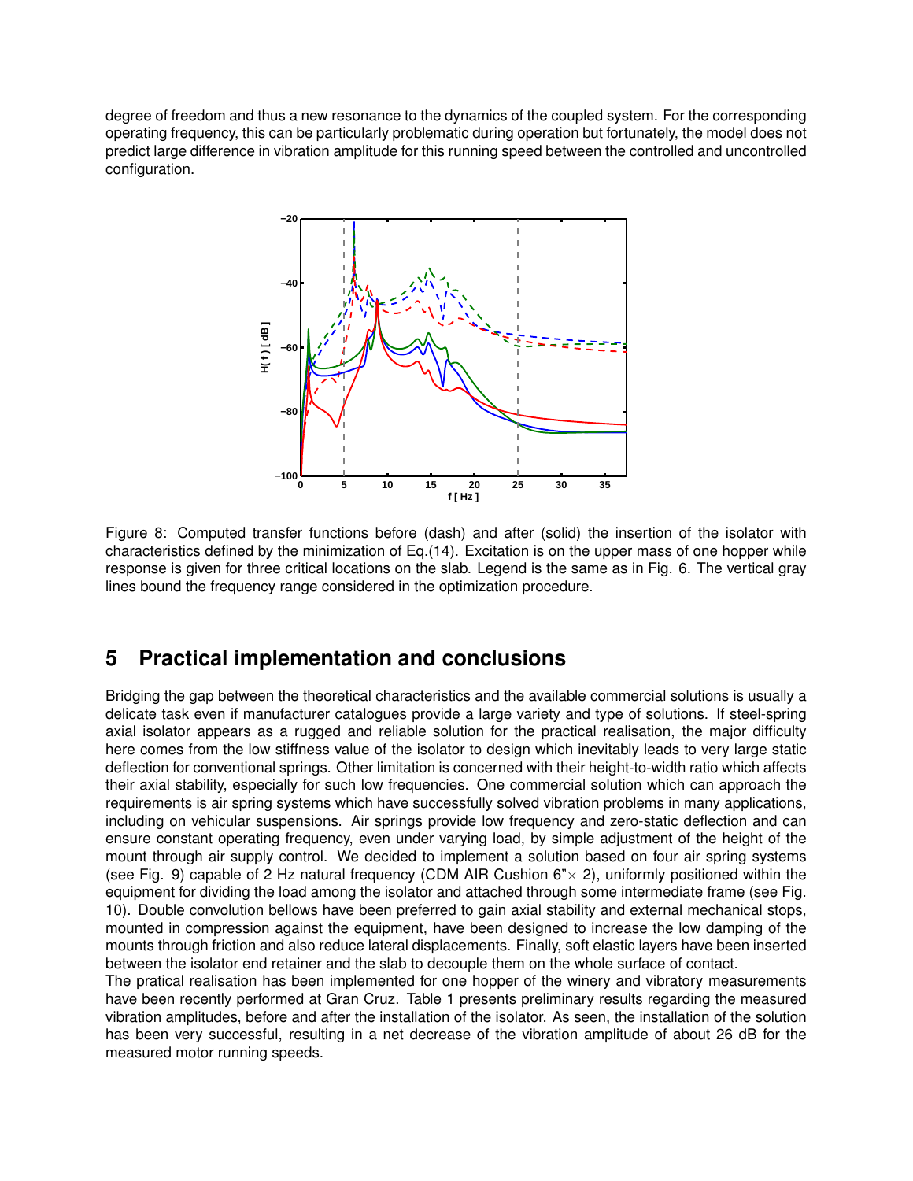degree of freedom and thus a new resonance to the dynamics of the coupled system. For the corresponding operating frequency, this can be particularly problematic during operation but fortunately, the model does not predict large difference in vibration amplitude for this running speed between the controlled and uncontrolled configuration.

Figure 8: Computed transfer functions before (dash) and after (solid) the insertion of the isolator with characteristics defined by the minimization of Eq.(14). Excitation is on the upper mass of one hopper while response is given for three critical locations on the slab. Legend is the same as in Fig. 6. The vertical gray lines bound the frequency range considered in the optimization procedure.

# 5 Practical implementation and conclusions

Bridging the gap between the theoretical characteristics and the available commercial solutions is usually a delicate task even if manufacturer catalogues provide a large variety and type of solutions. If steel-spring axial isolator appears as a rugged and reliable solution for the practical realisation, the major difficulty here comes from the low stiffness value of the isolator to design which inevitably leads to very large static deflection for conventional springs. Other limitation is concerned with their height-to-width ratio which affects their axial stability, especially for such low frequencies. One commercial solution which can approach the requirements is air spring systems which have successfully solved vibration problems in many applications, including on vehicular suspensions. Air springs provide low frequency and zero-static deflection and can ensure constant operating frequency, even under varying load, by simple adjustment of the height of the mount through air supply control. We decided to implement a solution based on four air spring systems (see Fig. 9) capable of 2 Hz natural frequency (CDM AIR Cushion 6"$\times$ 2), uniformly positioned within the equipment for dividing the load among the isolator and attached through some intermediate frame (see Fig. 10). Double convolution bellows have been preferred to gain axial stability and external mechanical stops, mounted in compression against the equipment, have been designed to increase the low damping of the mounts through friction and also reduce lateral displacements. Finally, soft elastic layers have been inserted between the isolator end retainer and the slab to decouple them on the whole surface of contact.

The pratical realisation has been implemented for one hopper of the winery and vibratory measurements have been recently performed at Gran Cruz. Table 1 presents preliminary results regarding the measured vibration amplitudes, before and after the installation of the isolator. As seen, the installation of the solution has been very successful, resulting in a net decrease of the vibration amplitude of about 26 dB for the measured motor running speeds.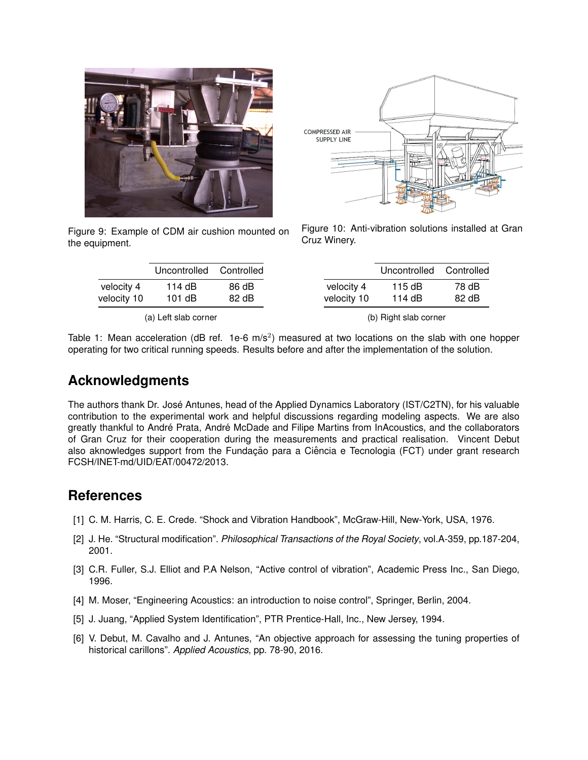Figure 9: Example of CDM air cushion mounted on the equipment.

COMPRESSED AIR SUPPLY LINE

Figure 10: Anti-vibration solutions installed at Gran Cruz Winery.

| | Uncontrolled | Controlled |
|---|---|---|
| velocity 4 | 114 dB | 86 dB |
| velocity 10 | 101 dB | 82 dB |

(a) Left slab corner

| | Uncontrolled | Controlled |
|---|---|---|
| velocity 4 | 115 dB | 78 dB |
| velocity 10 | 114 dB | 82 dB |

(b) Right slab corner

Table 1: Mean acceleration (dB ref. 1e-6 m/s$^2$) measured at two locations on the slab with one hopper operating for two critical running speeds. Results before and after the implementation of the solution.

## Acknowledgments

The authors thank Dr. José Antunes, head of the Applied Dynamics Laboratory (IST/C2TN), for his valuable contribution to the experimental work and helpful discussions regarding modeling aspects. We are also greatly thankful to André Prata, André McDade and Filipe Martins from InAcoustics, and the collaborators of Gran Cruz for their cooperation during the measurements and practical realisation. Vincent Debut also aknowledges support from the Fundação para a Ciência e Tecnologia (FCT) under grant research FCSH/INET-md/UID/EAT/00472/2013.

## References

[1] C. M. Harris, C. E. Crede. "Shock and Vibration Handbook", McGraw-Hill, New-York, USA, 1976.

[2] J. He. "Structural modification". *Philosophical Transactions of the Royal Society*, vol.A-359, pp.187-204, 2001.

[3] C.R. Fuller, S.J. Elliot and P.A Nelson, "Active control of vibration", Academic Press Inc., San Diego, 1996.

[4] M. Moser, "Engineering Acoustics: an introduction to noise control", Springer, Berlin, 2004.

[5] J. Juang, "Applied System Identification", PTR Prentice-Hall, Inc., New Jersey, 1994.

[6] V. Debut, M. Cavalho and J. Antunes, "An objective approach for assessing the tuning properties of historical carillons". *Applied Acoustics*, pp. 78-90, 2016.